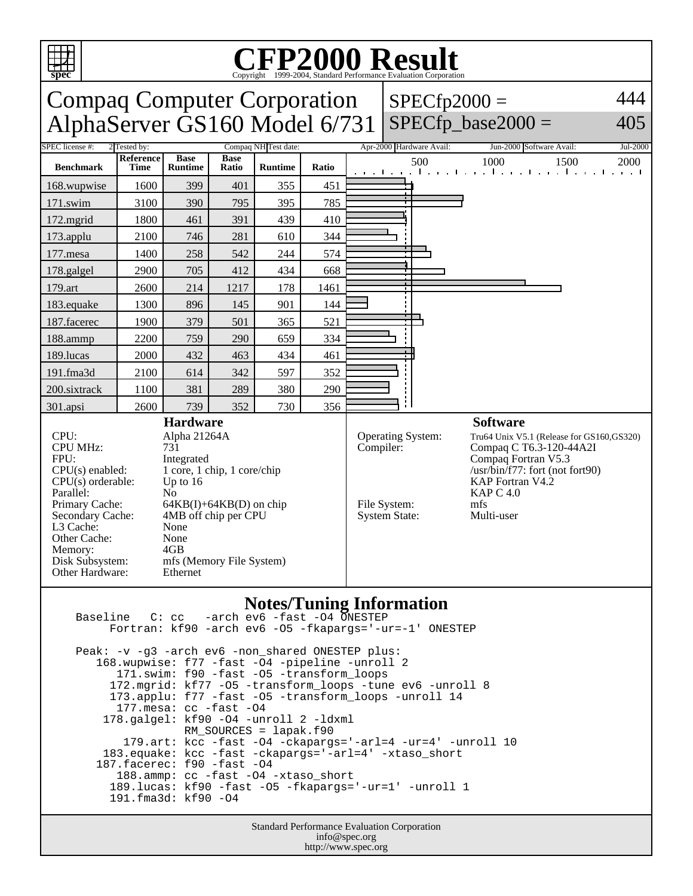# CFP2000 Result

Copyright 1999-2004, Standard Performance Evaluation Corporation

## Compaq Computer Corporation
## AlphaServer GS160 Model 6/731

SPECfp2000 = 444
SPECfp_base2000 = 405

| SPEC license #: | 2 | Tested by: | Compaq NH | Test date: | Apr-2000 | Hardware Avail: | Jun-2000 | Software Avail: | Jul-2000 |
|---|---|---|---|---|---|---|---|---|---|

| Benchmark | Reference Time | Base Runtime | Base Ratio | Runtime | Ratio |
|---|---|---|---|---|---|
| 168.wupwise | 1600 | 399 | 401 | 355 | 451 |
| 171.swim | 3100 | 390 | 795 | 395 | 785 |
| 172.mgrid | 1800 | 461 | 391 | 439 | 410 |
| 173.applu | 2100 | 746 | 281 | 610 | 344 |
| 177.mesa | 1400 | 258 | 542 | 244 | 574 |
| 178.galgel | 2900 | 705 | 412 | 434 | 668 |
| 179.art | 2600 | 214 | 1217 | 178 | 1461 |
| 183.equake | 1300 | 896 | 145 | 901 | 144 |
| 187.facerec | 1900 | 379 | 501 | 365 | 521 |
| 188.ammp | 2200 | 759 | 290 | 659 | 334 |
| 189.lucas | 2000 | 432 | 463 | 434 | 461 |
| 191.fma3d | 2100 | 614 | 342 | 597 | 352 |
| 200.sixtrack | 1100 | 381 | 289 | 380 | 290 |
| 301.apsi | 2600 | 739 | 352 | 730 | 356 |

### Hardware

| | |
|---|---|
| CPU: | Alpha 21264A |
| CPU MHz: | 731 |
| FPU: | Integrated |
| CPU(s) enabled: | 1 core, 1 chip, 1 core/chip |
| CPU(s) orderable: | Up to 16 |
| Parallel: | No |
| Primary Cache: | 64KB(I)+64KB(D) on chip |
| Secondary Cache: | 4MB off chip per CPU |
| L3 Cache: | None |
| Other Cache: | None |
| Memory: | 4GB |
| Disk Subsystem: | mfs (Memory File System) |
| Other Hardware: | Ethernet |

### Software

| | |
|---|---|
| Operating System: | Tru64 Unix V5.1 (Release for GS160,GS320) |
| Compiler: | Compaq C T6.3-120-44A2I<br>Compaq Fortran V5.3<br>/usr/bin/f77: fort (not fort90)<br>KAP Fortran V4.2<br>KAP C 4.0 |
| File System: | mfs |
| System State: | Multi-user |

### Notes/Tuning Information

```
Baseline   C: cc   -arch ev6 -fast -O4 ONESTEP
     Fortran: kf90 -arch ev6 -O5 -fkapargs='-ur=-1' ONESTEP

Peak: -v -g3 -arch ev6 -non_shared ONESTEP plus:
   168.wupwise: f77 -fast -O4 -pipeline -unroll 2
      171.swim: f90 -fast -O5 -transform_loops
     172.mgrid: kf77 -O5 -transform_loops -tune ev6 -unroll 8
     173.applu: f77 -fast -O5 -transform_loops -unroll 14
      177.mesa: cc -fast -O4
    178.galgel: kf90 -O4 -unroll 2 -ldxml
                RM_SOURCES = lapak.f90
       179.art: kcc -fast -O4 -ckapargs='-arl=4 -ur=4' -unroll 10
    183.equake: kcc -fast -ckapargs='-arl=4' -xtaso_short
   187.facerec: f90 -fast -O4
      188.ammp: cc -fast -O4 -xtaso_short
     189.lucas: kf90 -fast -O5 -fkapargs='-ur=1' -unroll 1
     191.fma3d: kf90 -O4
```

Standard Performance Evaluation Corporation
info@spec.org
http://www.spec.org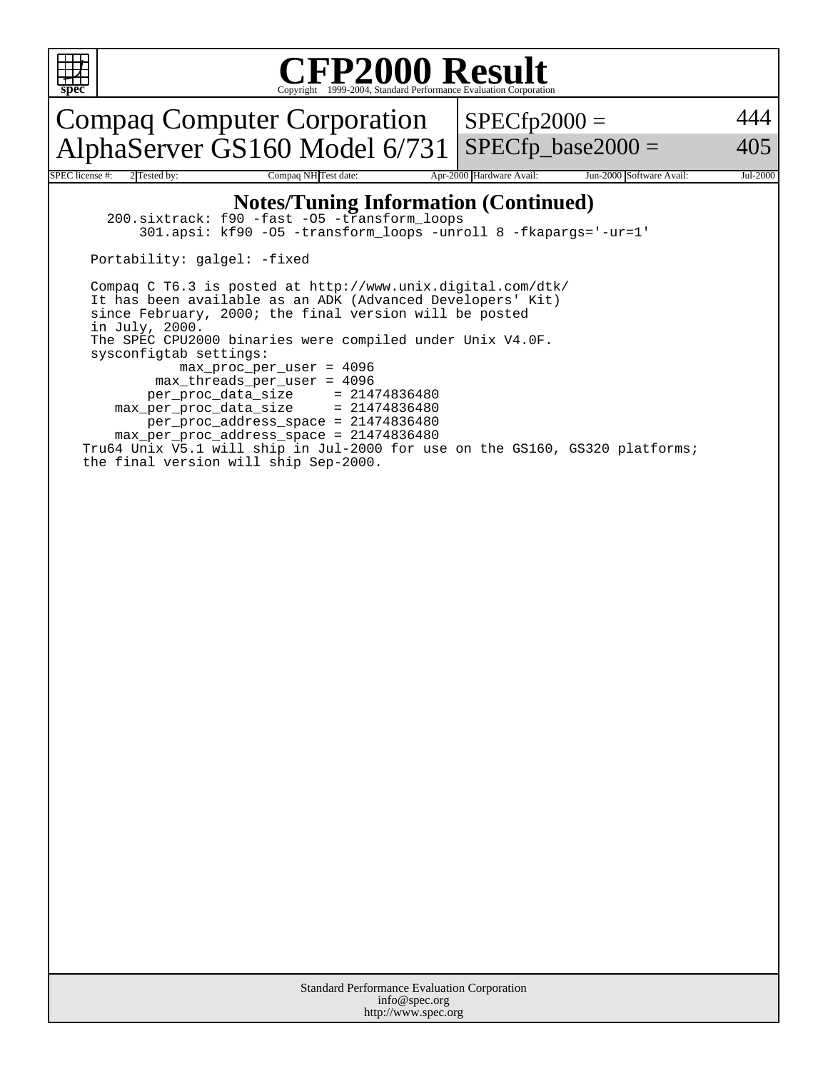# CFP2000 Result

Copyright 1999-2004, Standard Performance Evaluation Corporation

Compaq Computer Corporation
AlphaServer GS160 Model 6/731

SPECfp2000 = 444
SPECfp_base2000 = 405

| SPEC license #: | 2 | Tested by: | Compaq NH | Test date: | Apr-2000 | Hardware Avail: | Jun-2000 | Software Avail: | Jul-2000 |
|---|---|---|---|---|---|---|---|---|---|

## Notes/Tuning Information (Continued)

```
      200.sixtrack: f90 -fast -O5 -transform_loops
          301.apsi: kf90 -O5 -transform_loops -unroll 8 -fkapargs='-ur=1'

    Portability: galgel: -fixed

    Compaq C T6.3 is posted at http://www.unix.digital.com/dtk/
    It has been available as an ADK (Advanced Developers' Kit)
    since February, 2000; the final version will be posted
    in July, 2000.
    The SPEC CPU2000 binaries were compiled under Unix V4.0F.
    sysconfigtab settings:
              max_proc_per_user = 4096
           max_threads_per_user = 4096
          per_proc_data_size     = 21474836480
      max_per_proc_data_size     = 21474836480
          per_proc_address_space = 21474836480
      max_per_proc_address_space = 21474836480
   Tru64 Unix V5.1 will ship in Jul-2000 for use on the GS160, GS320 platforms;
   the final version will ship Sep-2000.
```

Standard Performance Evaluation Corporation
info@spec.org
http://www.spec.org